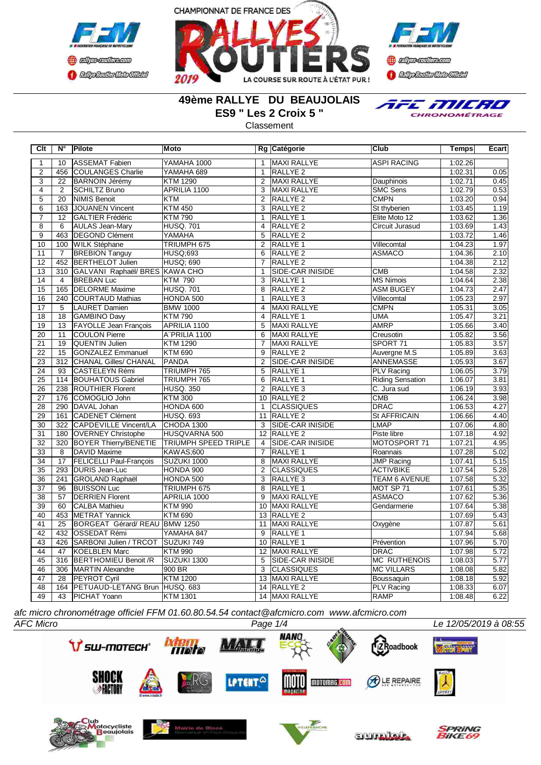CHAMPIONNAT DE FRANCE DES RALLYES ROUTIERS 2019

LA COURSE SUR ROUTE À L'ÉTAT PUR !

# 49ème RALLYE DU BEAUJOLAIS
## ES9 " Les 2 Croix 5 "
Classement

| Clt | N° | Pilote | Moto | Rg | Catégorie | Club | Temps | Ecart |
|---|---|---|---|---|---|---|---|---|
| 1 | 10 | ASSEMAT Fabien | YAMAHA 1000 | 1 | MAXI RALLYE | ASPI RACING | 1:02.26 | |
| 2 | 456 | COULANGES Charlie | YAMAHA 689 | 1 | RALLYE 2 | | 1:02.31 | 0.05 |
| 3 | 22 | BARNOIN Jérémy | KTM 1290 | 2 | MAXI RALLYE | Dauphinois | 1:02.71 | 0.45 |
| 4 | 2 | SCHILTZ Bruno | APRILIA 1100 | 3 | MAXI RALLYE | SMC Sens | 1:02.79 | 0.53 |
| 5 | 20 | NIMIS Benoit | KTM | 2 | RALLYE 2 | CMPN | 1:03.20 | 0.94 |
| 6 | 163 | JOUANEN Vincent | KTM 450 | 3 | RALLYE 2 | St thyberien | 1:03.45 | 1.19 |
| 7 | 12 | GALTIER Frédéric | KTM 790 | 1 | RALLYE 1 | Elite Moto 12 | 1:03.62 | 1.36 |
| 8 | 6 | AULAS Jean-Mary | HUSQ. 701 | 4 | RALLYE 2 | Circuit Jurasud | 1:03.69 | 1.43 |
| 9 | 463 | DEGOND Clément | YAMAHA | 5 | RALLYE 2 | | 1:03.72 | 1.46 |
| 10 | 100 | WILK Stéphane | TRIUMPH 675 | 2 | RALLYE 1 | Villecomtal | 1:04.23 | 1.97 |
| 11 | 7 | BREBION Tanguy | HUSQ;693 | 6 | RALLYE 2 | ASMACO | 1:04.36 | 2.10 |
| 12 | 452 | BERTHELOT Julien | HUSQ; 690 | 7 | RALLYE 2 | | 1:04.38 | 2.12 |
| 13 | 310 | GALVANI Raphaël/ BRES | KAWA CHO | 1 | SIDE-CAR INISIDE | CMB | 1:04.58 | 2.32 |
| 14 | 4 | BREBAN Luc | KTM 790 | 3 | RALLYE 1 | MS Nimois | 1:04.64 | 2.38 |
| 15 | 165 | DELORME Maxime | HUSQ. 701 | 8 | RALLYE 2 | ASM BUGEY | 1:04.73 | 2.47 |
| 16 | 240 | COURTAUD Mathias | HONDA 500 | 1 | RALLYE 3 | Villecomtal | 1:05.23 | 2.97 |
| 17 | 5 | LAURET Damien | BMW 1000 | 4 | MAXI RALLYE | CMPN | 1:05.31 | 3.05 |
| 18 | 18 | GAMBINO Davy | KTM 790 | 4 | RALLYE 1 | UMA | 1:05.47 | 3.21 |
| 19 | 13 | FAYOLLE Jean François | APRILIA 1100 | 5 | MAXI RALLYE | AMRP | 1:05.66 | 3.40 |
| 20 | 11 | COULON Pierre | A¨PRILIA 1100 | 6 | MAXI RALLYE | Creusotin | 1:05.82 | 3.56 |
| 21 | 19 | QUENTIN Julien | KTM 1290 | 7 | MAXI RALLYE | SPORT 71 | 1:05.83 | 3.57 |
| 22 | 15 | GONZALEZ Emmanuel | KTM 690 | 9 | RALLYE 2 | Auvergne M.S | 1:05.89 | 3.63 |
| 23 | 312 | CHANAL Gilles/ CHANAL | PANDA | 2 | SIDE-CAR INISIDE | ANNEMASSE | 1:05.93 | 3.67 |
| 24 | 93 | CASTELEYN Rémi | TRIUMPH 765 | 5 | RALLYE 1 | PLV Racing | 1:06.05 | 3.79 |
| 25 | 114 | BOUHATOUS Gabriel | TRIUMPH 765 | 6 | RALLYE 1 | Riding Sensation | 1:06.07 | 3.81 |
| 26 | 238 | ROUTHIER Florent | HUSQ. 350 | 2 | RALLYE 3 | C. Jura sud | 1:06.19 | 3.93 |
| 27 | 176 | COMOGLIO John | KTM 300 | 10 | RALLYE 2 | CMB | 1:06.24 | 3.98 |
| 28 | 290 | DAVAL Johan | HONDA 600 | 1 | CLASSIQUES | DRAC | 1:06.53 | 4.27 |
| 29 | 161 | CADENET Clément | HUSQ. 693 | 11 | RALLYE 2 | St AFFRICAIN | 1:06.66 | 4.40 |
| 30 | 322 | CAPDEVILLE Vincent/LA | CHODA 1300 | 3 | SIDE-CAR INISIDE | LMAP | 1:07.06 | 4.80 |
| 31 | 180 | OVERNEY Christophe | HUSQVARNA 500 | 12 | RALLYE 2 | Piste libre | 1:07.18 | 4.92 |
| 32 | 320 | BOYER Thierry/BENETIE | TRIUMPH SPEED TRIPLE | 4 | SIDE-CAR INISIDE | MOTOSPORT 71 | 1:07.21 | 4.95 |
| 33 | 8 | DAVID Maxime | KAWAS;600 | 7 | RALLYE 1 | Roannais | 1:07.28 | 5.02 |
| 34 | 17 | FELICELLI Paul-François | SUZUKI 1000 | 8 | MAXI RALLYE | JMP Racing | 1:07.41 | 5.15 |
| 35 | 293 | DURIS Jean-Luc | HONDA 900 | 2 | CLASSIQUES | ACTIVBIKE | 1:07.54 | 5.28 |
| 36 | 241 | GROLAND Raphaël | HONDA 500 | 3 | RALLYE 3 | TEAM 6 AVENUE | 1:07.58 | 5.32 |
| 37 | 96 | BUISSON Luc | TRIUMPH 675 | 8 | RALLYE 1 | MOT SP 71 | 1:07.61 | 5.35 |
| 38 | 57 | DERRIEN Florent | APRILIA 1000 | 9 | MAXI RALLYE | ASMACO | 1:07.62 | 5.36 |
| 39 | 60 | CALBA Mathieu | KTM 990 | 10 | MAXI RALLYE | Gendarmerie | 1:07.64 | 5.38 |
| 40 | 453 | METRAT Yannick | KTM 690 | 13 | RALLYE 2 | | 1:07.69 | 5.43 |
| 41 | 25 | BORGEAT Gérard/ REAU | BMW 1250 | 11 | MAXI RALLYE | Oxygène | 1:07.87 | 5.61 |
| 42 | 432 | OSSEDAT Rémi | YAMAHA 847 | 9 | RALLYE 1 | | 1:07.94 | 5.68 |
| 43 | 426 | SARBONI Julien / TRCOT | SUZUKI 749 | 10 | RALLYE 1 | Prévention | 1:07.96 | 5.70 |
| 44 | 47 | KOELBLEN Marc | KTM 990 | 12 | MAXI RALLYE | DRAC | 1:07.98 | 5.72 |
| 45 | 316 | BERTHOMIEU Benoit /R | SUZUKI 1300 | 5 | SIDE-CAR INISIDE | MC RUTHENOIS | 1:08.03 | 5.77 |
| 46 | 306 | MARTIN Alexandre | 900 BR | 3 | CLASSIQUES | MC VILLARS | 1:08.08 | 5.82 |
| 47 | 28 | PEYROT Cyril | KTM 1200 | 13 | MAXI RALLYE | Boussaquin | 1:08.18 | 5.92 |
| 48 | 164 | PETUAUD-LETANG Brun | HUSQ. 683 | 14 | RALLYE 2 | PLV Racing | 1:08.33 | 6.07 |
| 49 | 43 | PICHAT Yoann | KTM 1301 | 14 | MAXI RALLYE | RAMP | 1:08.48 | 6.22 |

*afc micro chronométrage officiel FFM 01.60.80.54.54 contact@afcmicro.com www.afcmicro.com*

*AFC Micro* *Le 12/05/2019 à 08:55*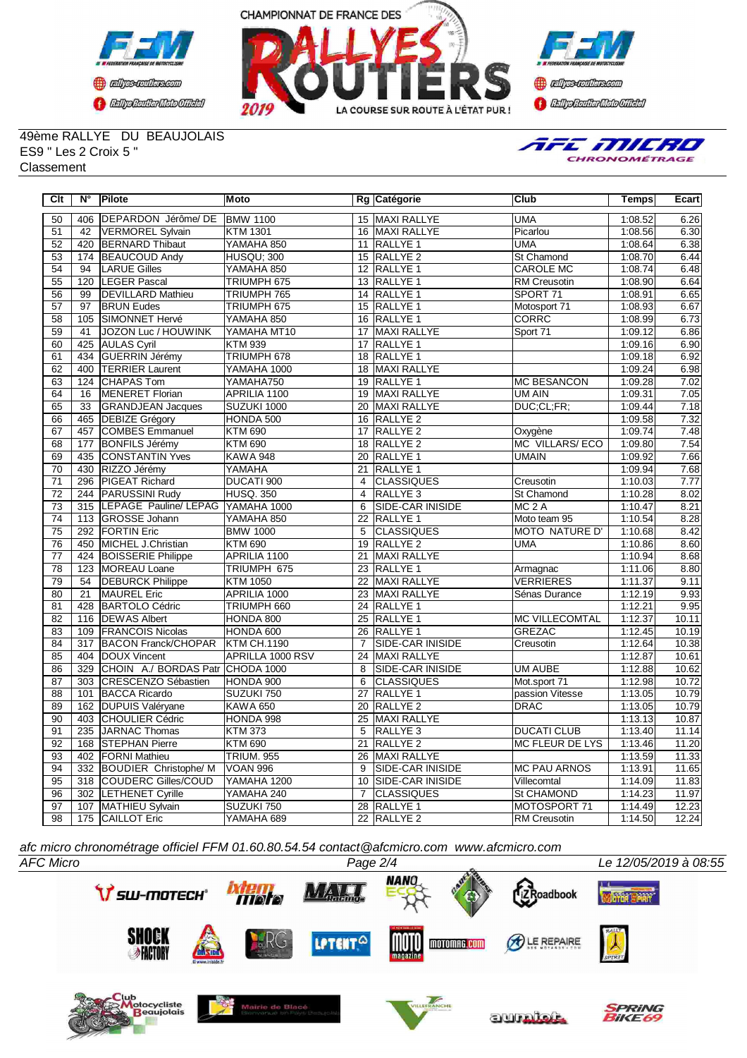49ème RALLYE DU BEAUJOLAIS
ES9 " Les 2 Croix 5 "
Classement

| Clt | N° | Pilote | Moto | Rg | Catégorie | Club | Temps | Ecart |
|---|---|---|---|---|---|---|---|---|
| 50 | 406 | DEPARDON Jérôme/ DE | BMW 1100 | 15 | MAXI RALLYE | UMA | 1:08.52 | 6.26 |
| 51 | 42 | VERMOREL Sylvain | KTM 1301 | 16 | MAXI RALLYE | Picarlou | 1:08.56 | 6.30 |
| 52 | 420 | BERNARD Thibaut | YAMAHA 850 | 11 | RALLYE 1 | UMA | 1:08.64 | 6.38 |
| 53 | 174 | BEAUCOUD Andy | HUSQU; 300 | 15 | RALLYE 2 | St Chamond | 1:08.70 | 6.44 |
| 54 | 94 | LARUE Gilles | YAMAHA 850 | 12 | RALLYE 1 | CAROLE MC | 1:08.74 | 6.48 |
| 55 | 120 | LEGER Pascal | TRIUMPH 675 | 13 | RALLYE 1 | RM Creusotin | 1:08.90 | 6.64 |
| 56 | 99 | DEVILLARD Mathieu | TRIUMPH 765 | 14 | RALLYE 1 | SPORT 71 | 1:08.91 | 6.65 |
| 57 | 97 | BRUN Eudes | TRIUMPH 675 | 15 | RALLYE 1 | Motosport 71 | 1:08.93 | 6.67 |
| 58 | 105 | SIMONNET Hervé | YAMAHA 850 | 16 | RALLYE 1 | CORRC | 1:08.99 | 6.73 |
| 59 | 41 | JOZON Luc / HOUWINK | YAMAHA MT10 | 17 | MAXI RALLYE | Sport 71 | 1:09.12 | 6.86 |
| 60 | 425 | AULAS Cyril | KTM 939 | 17 | RALLYE 1 | | 1:09.16 | 6.90 |
| 61 | 434 | GUERRIN Jérémy | TRIUMPH 678 | 18 | RALLYE 1 | | 1:09.18 | 6.92 |
| 62 | 400 | TERRIER Laurent | YAMAHA 1000 | 18 | MAXI RALLYE | | 1:09.24 | 6.98 |
| 63 | 124 | CHAPAS Tom | YAMAHA750 | 19 | RALLYE 1 | MC BESANCON | 1:09.28 | 7.02 |
| 64 | 16 | MENERET Florian | APRILIA 1100 | 19 | MAXI RALLYE | UM AIN | 1:09.31 | 7.05 |
| 65 | 33 | GRANDJEAN Jacques | SUZUKI 1000 | 20 | MAXI RALLYE | DUC;CL;FR; | 1:09.44 | 7.18 |
| 66 | 465 | DEBIZE Grégory | HONDA 500 | 16 | RALLYE 2 | | 1:09.58 | 7.32 |
| 67 | 457 | COMBES Emmanuel | KTM 690 | 17 | RALLYE 2 | Oxygène | 1:09.74 | 7.48 |
| 68 | 177 | BONFILS Jérémy | KTM 690 | 18 | RALLYE 2 | MC VILLARS/ ECO | 1:09.80 | 7.54 |
| 69 | 435 | CONSTANTIN Yves | KAWA 948 | 20 | RALLYE 1 | UMAIN | 1:09.92 | 7.66 |
| 70 | 430 | RIZZO Jérémy | YAMAHA | 21 | RALLYE 1 | | 1:09.94 | 7.68 |
| 71 | 296 | PIGEAT Richard | DUCATI 900 | 4 | CLASSIQUES | Creusotin | 1:10.03 | 7.77 |
| 72 | 244 | PARUSSINI Rudy | HUSQ. 350 | 4 | RALLYE 3 | St Chamond | 1:10.28 | 8.02 |
| 73 | 315 | LEPAGE Pauline/ LEPAG | YAMAHA 1000 | 6 | SIDE-CAR INISIDE | MC 2 A | 1:10.47 | 8.21 |
| 74 | 113 | GROSSE Johann | YAMAHA 850 | 22 | RALLYE 1 | Moto team 95 | 1:10.54 | 8.28 |
| 75 | 292 | FORTIN Eric | BMW 1000 | 5 | CLASSIQUES | MOTO NATURE D' | 1:10.68 | 8.42 |
| 76 | 450 | MICHEL J.Christian | KTM 690 | 19 | RALLYE 2 | UMA | 1:10.86 | 8.60 |
| 77 | 424 | BOISSERIE Philippe | APRILIA 1100 | 21 | MAXI RALLYE | | 1:10.94 | 8.68 |
| 78 | 123 | MOREAU Loane | TRIUMPH 675 | 23 | RALLYE 1 | Armagnac | 1:11.06 | 8.80 |
| 79 | 54 | DEBURCK Philippe | KTM 1050 | 22 | MAXI RALLYE | VERRIERES | 1:11.37 | 9.11 |
| 80 | 21 | MAUREL Eric | APRILIA 1000 | 23 | MAXI RALLYE | Sénas Durance | 1:12.19 | 9.93 |
| 81 | 428 | BARTOLO Cédric | TRIUMPH 660 | 24 | RALLYE 1 | | 1:12.21 | 9.95 |
| 82 | 116 | DEWAS Albert | HONDA 800 | 25 | RALLYE 1 | MC VILLECOMTAL | 1:12.37 | 10.11 |
| 83 | 109 | FRANCOIS Nicolas | HONDA 600 | 26 | RALLYE 1 | GREZAC | 1:12.45 | 10.19 |
| 84 | 317 | BACON Franck/CHOPAR | KTM CH.1190 | 7 | SIDE-CAR INISIDE | Creusotin | 1:12.64 | 10.38 |
| 85 | 404 | DOUX Vincent | APRILLA 1000 RSV | 24 | MAXI RALLYE | | 1:12.87 | 10.61 |
| 86 | 329 | CHOIN A./ BORDAS Patr | CHODA 1000 | 8 | SIDE-CAR INISIDE | UM AUBE | 1:12.88 | 10.62 |
| 87 | 303 | CRESCENZO Sébastien | HONDA 900 | 6 | CLASSIQUES | Mot.sport 71 | 1:12.98 | 10.72 |
| 88 | 101 | BACCA Ricardo | SUZUKI 750 | 27 | RALLYE 1 | passion Vitesse | 1:13.05 | 10.79 |
| 89 | 162 | DUPUIS Valéryane | KAWA 650 | 20 | RALLYE 2 | DRAC | 1:13.05 | 10.79 |
| 90 | 403 | CHOULIER Cédric | HONDA 998 | 25 | MAXI RALLYE | | 1:13.13 | 10.87 |
| 91 | 235 | JARNAC Thomas | KTM 373 | 5 | RALLYE 3 | DUCATI CLUB | 1:13.40 | 11.14 |
| 92 | 168 | STEPHAN Pierre | KTM 690 | 21 | RALLYE 2 | MC FLEUR DE LYS | 1:13.46 | 11.20 |
| 93 | 402 | FORNI Mathieu | TRIUM. 955 | 26 | MAXI RALLYE | | 1:13.59 | 11.33 |
| 94 | 332 | BOUDIER Christophe/ M | VOAN 996 | 9 | SIDE-CAR INISIDE | MC PAU ARNOS | 1:13.91 | 11.65 |
| 95 | 318 | COUDERC Gilles/COUD | YAMAHA 1200 | 10 | SIDE-CAR INISIDE | Villecomtal | 1:14.09 | 11.83 |
| 96 | 302 | LETHENET Cyrille | YAMAHA 240 | 7 | CLASSIQUES | St CHAMOND | 1:14.23 | 11.97 |
| 97 | 107 | MATHIEU Sylvain | SUZUKI 750 | 28 | RALLYE 1 | MOTOSPORT 71 | 1:14.49 | 12.23 |
| 98 | 175 | CAILLOT Eric | YAMAHA 689 | 22 | RALLYE 2 | RM Creusotin | 1:14.50 | 12.24 |

*afc micro chronométrage officiel FFM 01.60.80.54.54 contact@afcmicro.com www.afcmicro.com*

*AFC Micro* — *Le 12/05/2019 à 08:55*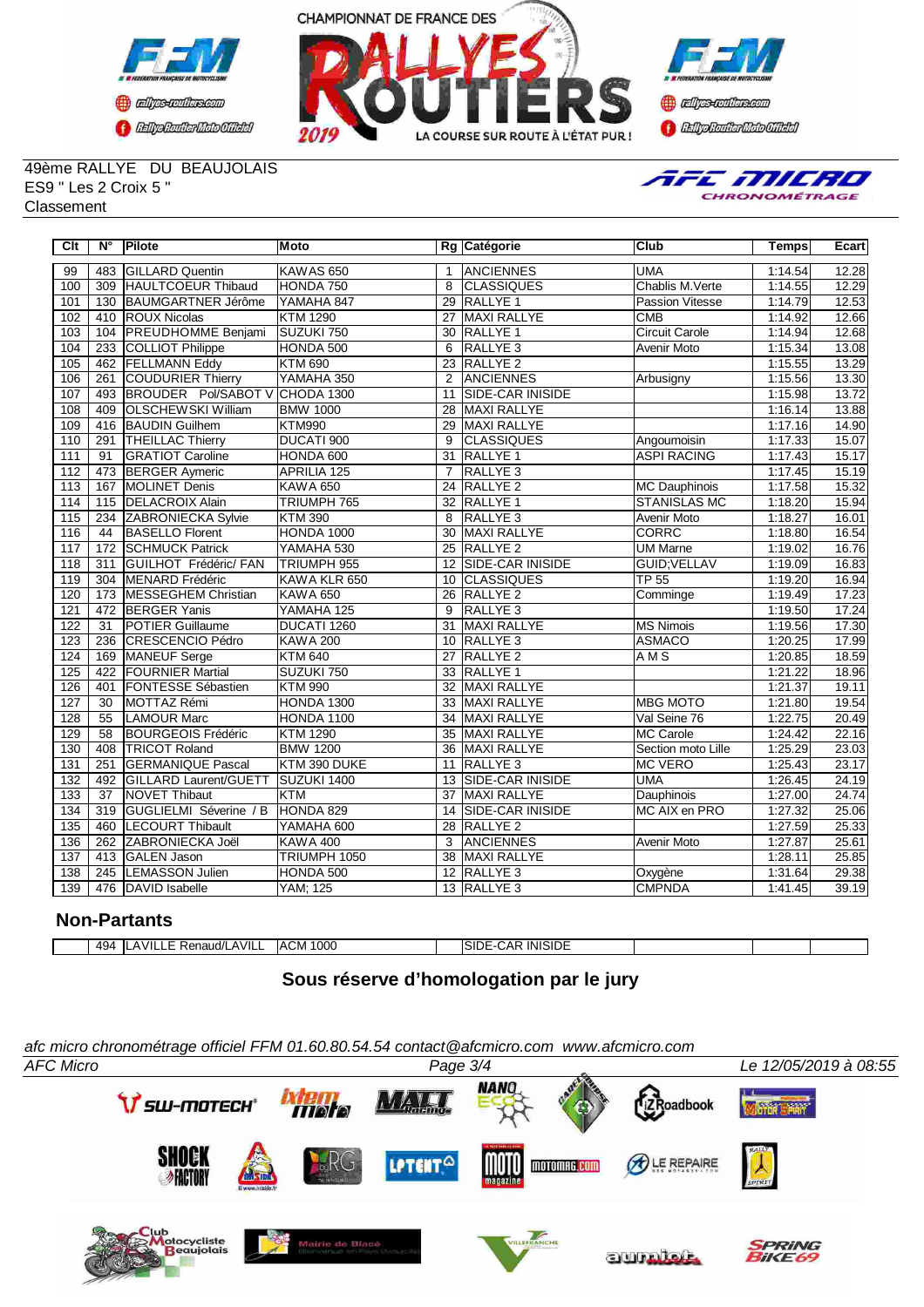49ème RALLYE DU BEAUJOLAIS
ES9 " Les 2 Croix 5 "
Classement

| Clt | N° | Pilote | Moto | Rg | Catégorie | Club | Temps | Ecart |
|---|---|---|---|---|---|---|---|---|
| 99 | 483 | GILLARD Quentin | KAWAS 650 | 1 | ANCIENNES | UMA | 1:14.54 | 12.28 |
| 100 | 309 | HAULTCOEUR Thibaud | HONDA 750 | 8 | CLASSIQUES | Chablis M.Verte | 1:14.55 | 12.29 |
| 101 | 130 | BAUMGARTNER Jérôme | YAMAHA 847 | 29 | RALLYE 1 | Passion Vitesse | 1:14.79 | 12.53 |
| 102 | 410 | ROUX Nicolas | KTM 1290 | 27 | MAXI RALLYE | CMB | 1:14.92 | 12.66 |
| 103 | 104 | PREUDHOMME Benjami | SUZUKI 750 | 30 | RALLYE 1 | Circuit Carole | 1:14.94 | 12.68 |
| 104 | 233 | COLLIOT Philippe | HONDA 500 | 6 | RALLYE 3 | Avenir Moto | 1:15.34 | 13.08 |
| 105 | 462 | FELLMANN Eddy | KTM 690 | 23 | RALLYE 2 | | 1:15.55 | 13.29 |
| 106 | 261 | COUDURIER Thierry | YAMAHA 350 | 2 | ANCIENNES | Arbusigny | 1:15.56 | 13.30 |
| 107 | 493 | BROUDER Pol/SABOT V | CHODA 1300 | 11 | SIDE-CAR INISIDE | | 1:15.98 | 13.72 |
| 108 | 409 | OLSCHEWSKI William | BMW 1000 | 28 | MAXI RALLYE | | 1:16.14 | 13.88 |
| 109 | 416 | BAUDIN Guilhem | KTM990 | 29 | MAXI RALLYE | | 1:17.16 | 14.90 |
| 110 | 291 | THEILLAC Thierry | DUCATI 900 | 9 | CLASSIQUES | Angoumoisin | 1:17.33 | 15.07 |
| 111 | 91 | GRATIOT Caroline | HONDA 600 | 31 | RALLYE 1 | ASPI RACING | 1:17.43 | 15.17 |
| 112 | 473 | BERGER Aymeric | APRILIA 125 | 7 | RALLYE 3 | | 1:17.45 | 15.19 |
| 113 | 167 | MOLINET Denis | KAWA 650 | 24 | RALLYE 2 | MC Dauphinois | 1:17.58 | 15.32 |
| 114 | 115 | DELACROIX Alain | TRIUMPH 765 | 32 | RALLYE 1 | STANISLAS MC | 1:18.20 | 15.94 |
| 115 | 234 | ZABRONIECKA Sylvie | KTM 390 | 8 | RALLYE 3 | Avenir Moto | 1:18.27 | 16.01 |
| 116 | 44 | BASELLO Florent | HONDA 1000 | 30 | MAXI RALLYE | CORRC | 1:18.80 | 16.54 |
| 117 | 172 | SCHMUCK Patrick | YAMAHA 530 | 25 | RALLYE 2 | UM Marne | 1:19.02 | 16.76 |
| 118 | 311 | GUILHOT Frédéric/ FAN | TRIUMPH 955 | 12 | SIDE-CAR INISIDE | GUID;VELLAV | 1:19.09 | 16.83 |
| 119 | 304 | MENARD Frédéric | KAWA KLR 650 | 10 | CLASSIQUES | TP 55 | 1:19.20 | 16.94 |
| 120 | 173 | MESSEGHEM Christian | KAWA 650 | 26 | RALLYE 2 | Comminge | 1:19.49 | 17.23 |
| 121 | 472 | BERGER Yanis | YAMAHA 125 | 9 | RALLYE 3 | | 1:19.50 | 17.24 |
| 122 | 31 | POTIER Guillaume | DUCATI 1260 | 31 | MAXI RALLYE | MS Nimois | 1:19.56 | 17.30 |
| 123 | 236 | CRESCENCIO Pédro | KAWA 200 | 10 | RALLYE 3 | ASMACO | 1:20.25 | 17.99 |
| 124 | 169 | MANEUF Serge | KTM 640 | 27 | RALLYE 2 | A M S | 1:20.85 | 18.59 |
| 125 | 422 | FOURNIER Martial | SUZUKI 750 | 33 | RALLYE 1 | | 1:21.22 | 18.96 |
| 126 | 401 | FONTESSE Sébastien | KTM 990 | 32 | MAXI RALLYE | | 1:21.37 | 19.11 |
| 127 | 30 | MOTTAZ Rémi | HONDA 1300 | 33 | MAXI RALLYE | MBG MOTO | 1:21.80 | 19.54 |
| 128 | 55 | LAMOUR Marc | HONDA 1100 | 34 | MAXI RALLYE | Val Seine 76 | 1:22.75 | 20.49 |
| 129 | 58 | BOURGEOIS Frédéric | KTM 1290 | 35 | MAXI RALLYE | MC Carole | 1:24.42 | 22.16 |
| 130 | 408 | TRICOT Roland | BMW 1200 | 36 | MAXI RALLYE | Section moto Lille | 1:25.29 | 23.03 |
| 131 | 251 | GERMANIQUE Pascal | KTM 390 DUKE | 11 | RALLYE 3 | MC VERO | 1:25.43 | 23.17 |
| 132 | 492 | GILLARD Laurent/GUETT | SUZUKI 1400 | 13 | SIDE-CAR INISIDE | UMA | 1:26.45 | 24.19 |
| 133 | 37 | NOVET Thibaut | KTM | 37 | MAXI RALLYE | Dauphinois | 1:27.00 | 24.74 |
| 134 | 319 | GUGLIELMI Séverine / B | HONDA 829 | 14 | SIDE-CAR INISIDE | MC AIX en PRO | 1:27.32 | 25.06 |
| 135 | 460 | LECOURT Thibault | YAMAHA 600 | 28 | RALLYE 2 | | 1:27.59 | 25.33 |
| 136 | 262 | ZABRONIECKA Joël | KAWA 400 | 3 | ANCIENNES | Avenir Moto | 1:27.87 | 25.61 |
| 137 | 413 | GALEN Jason | TRIUMPH 1050 | 38 | MAXI RALLYE | | 1:28.11 | 25.85 |
| 138 | 245 | LEMASSON Julien | HONDA 500 | 12 | RALLYE 3 | Oxygène | 1:31.64 | 29.38 |
| 139 | 476 | DAVID Isabelle | YAM; 125 | 13 | RALLYE 3 | CMPNDA | 1:41.45 | 39.19 |

## Non-Partants

| | | | | | | | | |
|---|---|---|---|---|---|---|---|---|
| | 494 | LAVILLE Renaud/LAVILL | ACM 1000 | | SIDE-CAR INISIDE | | | |

## Sous réserve d'homologation par le jury

*afc micro chronométrage officiel FFM 01.60.80.54.54 contact@afcmicro.com www.afcmicro.com*

*AFC Micro* — Le 12/05/2019 à 08:55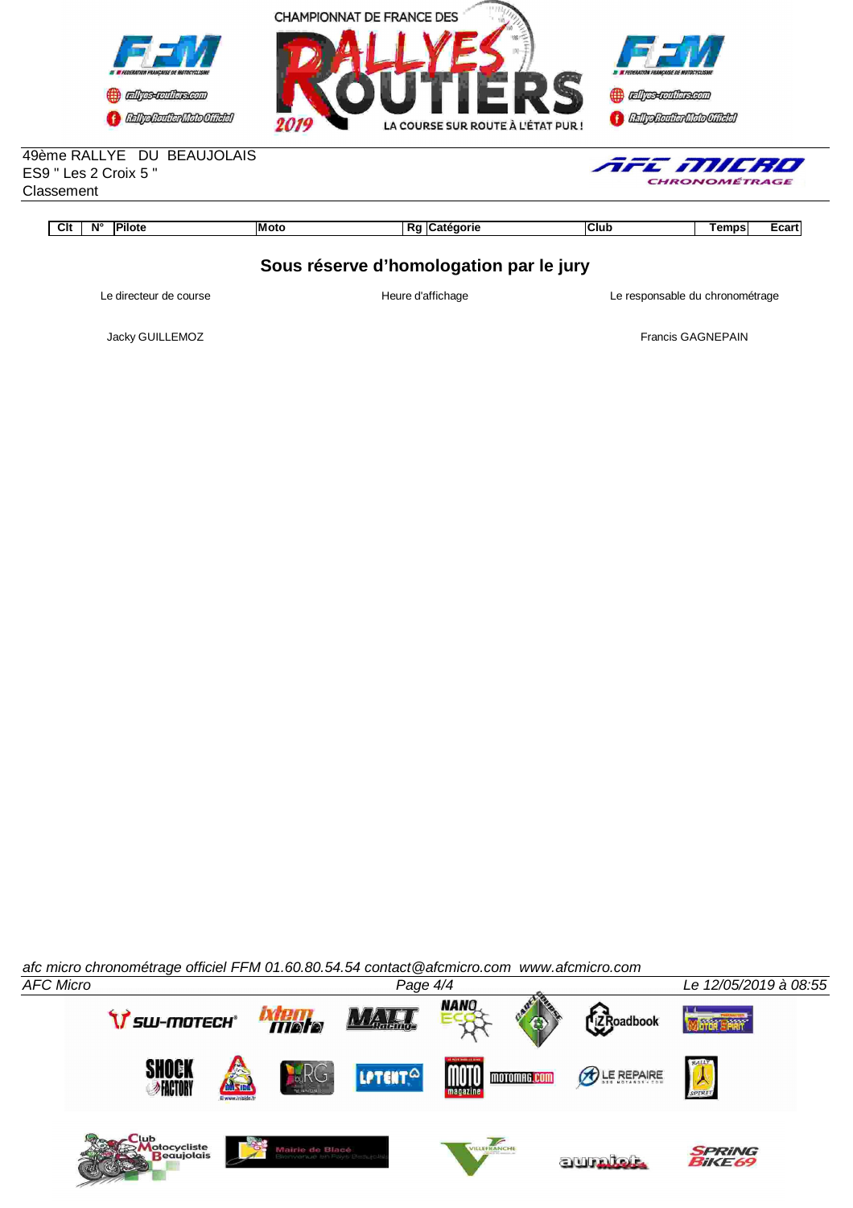49ème RALLYE DU BEAUJOLAIS
ES9 " Les 2 Croix 5 "
Classement

| Clt | N° | Pilote | Moto | Rg | Catégorie | Club | Temps | Ecart |
|---|---|---|---|---|---|---|---|---|

## Sous réserve d'homologation par le jury

Le directeur de course

Heure d'affichage

Le responsable du chronométrage

Jacky GUILLEMOZ

Francis GAGNEPAIN

*afc micro chronométrage officiel FFM 01.60.80.54.54 contact@afcmicro.com www.afcmicro.com*

*AFC Micro* *Le 12/05/2019 à 08:55*